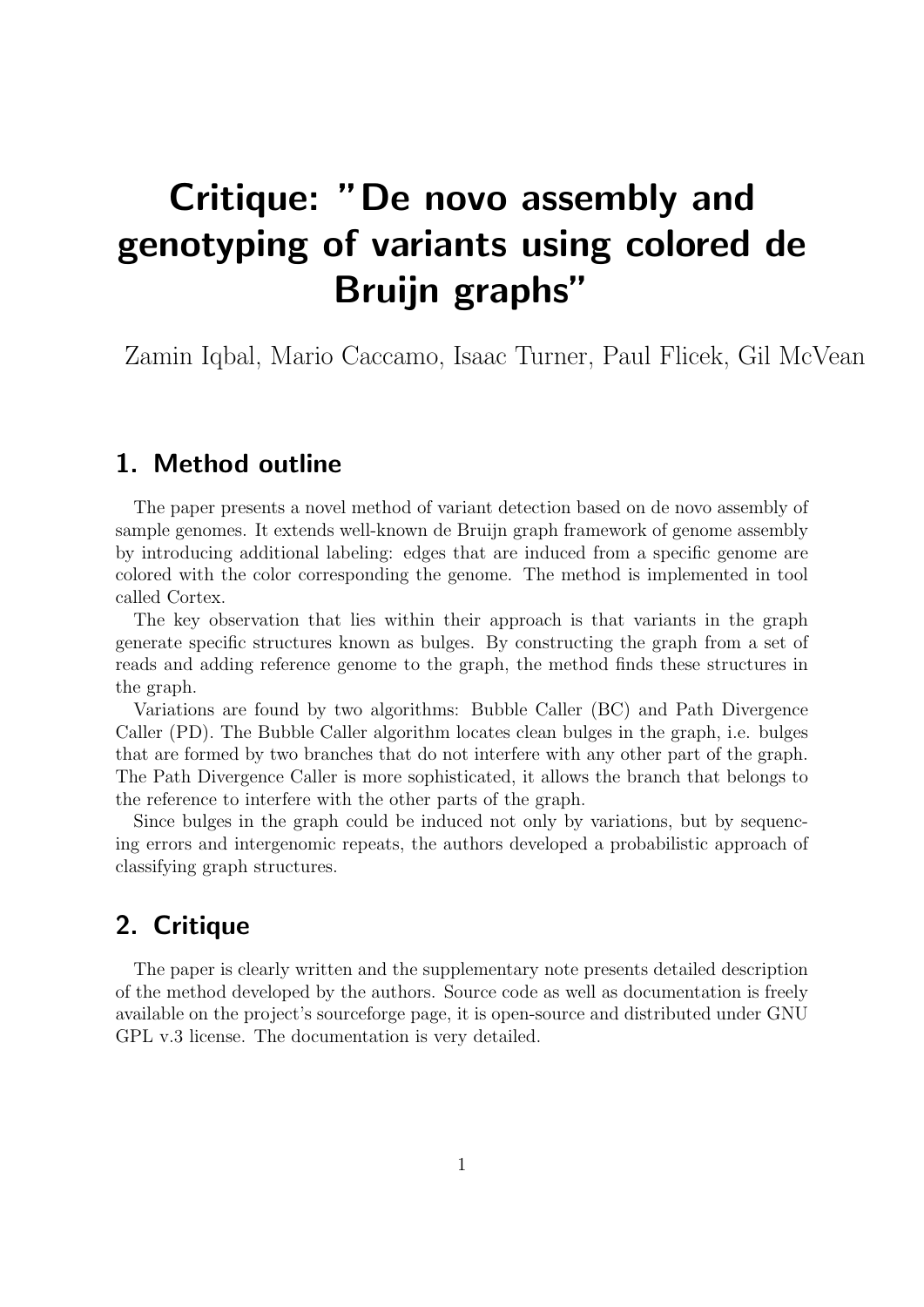# Critique: "De novo assembly and genotyping of variants using colored de Bruijn graphs"

Zamin Iqbal, Mario Caccamo, Isaac Turner, Paul Flicek, Gil McVean

## 1. Method outline

The paper presents a novel method of variant detection based on de novo assembly of sample genomes. It extends well-known de Bruijn graph framework of genome assembly by introducing additional labeling: edges that are induced from a specific genome are colored with the color corresponding the genome. The method is implemented in tool called Cortex.

The key observation that lies within their approach is that variants in the graph generate specific structures known as bulges. By constructing the graph from a set of reads and adding reference genome to the graph, the method finds these structures in the graph.

Variations are found by two algorithms: Bubble Caller (BC) and Path Divergence Caller (PD). The Bubble Caller algorithm locates clean bulges in the graph, i.e. bulges that are formed by two branches that do not interfere with any other part of the graph. The Path Divergence Caller is more sophisticated, it allows the branch that belongs to the reference to interfere with the other parts of the graph.

Since bulges in the graph could be induced not only by variations, but by sequencing errors and intergenomic repeats, the authors developed a probabilistic approach of classifying graph structures.

## 2. Critique

The paper is clearly written and the supplementary note presents detailed description of the method developed by the authors. Source code as well as documentation is freely available on the project's sourceforge page, it is open-source and distributed under GNU GPL v.3 license. The documentation is very detailed.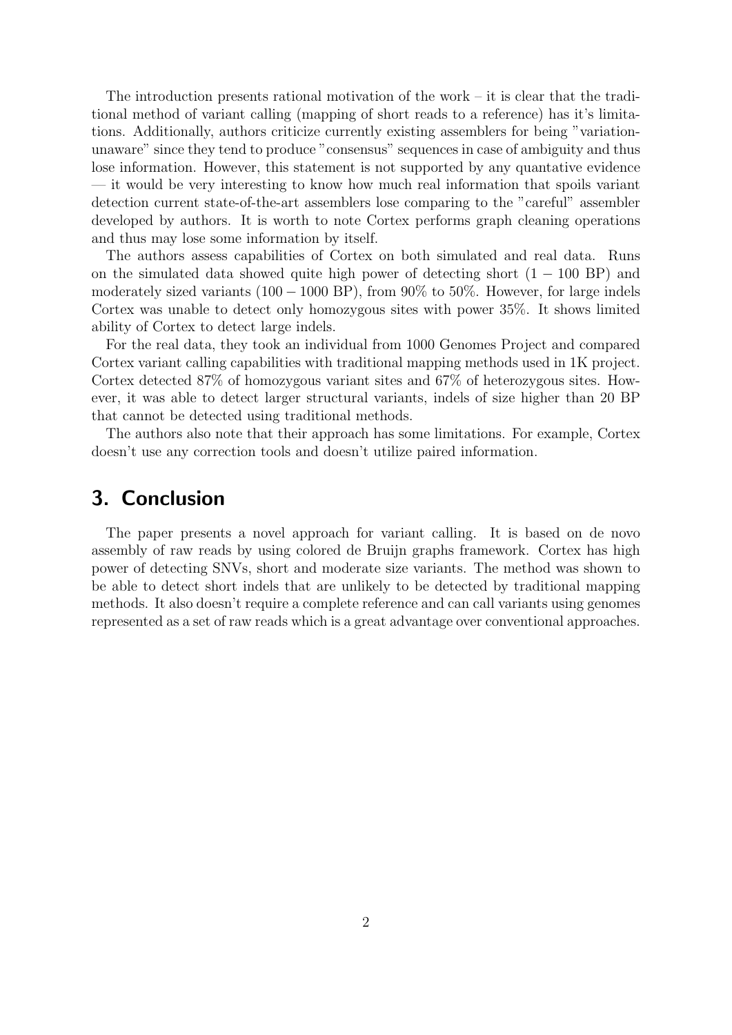The introduction presents rational motivation of the work – it is clear that the traditional method of variant calling (mapping of short reads to a reference) has it's limitations. Additionally, authors criticize currently existing assemblers for being "variation-unaware" since they tend to produce "consensus" sequences in case of ambiguity and thus lose information. However, this statement is not supported by any quantative evidence — it would be very interesting to know how much real information that spoils variant detection current state-of-the-art assemblers lose comparing to the "careful" assembler developed by authors. It is worth to note Cortex performs graph cleaning operations and thus may lose some information by itself.

The authors assess capabilities of Cortex on both simulated and real data. Runs on the simulated data showed quite high power of detecting short $(1 - 100$ BP) and moderately sized variants $(100 - 1000$ BP), from 90% to 50%. However, for large indels Cortex was unable to detect only homozygous sites with power 35%. It shows limited ability of Cortex to detect large indels.

For the real data, they took an individual from 1000 Genomes Project and compared Cortex variant calling capabilities with traditional mapping methods used in 1K project. Cortex detected 87% of homozygous variant sites and 67% of heterozygous sites. However, it was able to detect larger structural variants, indels of size higher than 20 BP that cannot be detected using traditional methods.

The authors also note that their approach has some limitations. For example, Cortex doesn't use any correction tools and doesn't utilize paired information.

## 3. Conclusion

The paper presents a novel approach for variant calling. It is based on de novo assembly of raw reads by using colored de Bruijn graphs framework. Cortex has high power of detecting SNVs, short and moderate size variants. The method was shown to be able to detect short indels that are unlikely to be detected by traditional mapping methods. It also doesn't require a complete reference and can call variants using genomes represented as a set of raw reads which is a great advantage over conventional approaches.